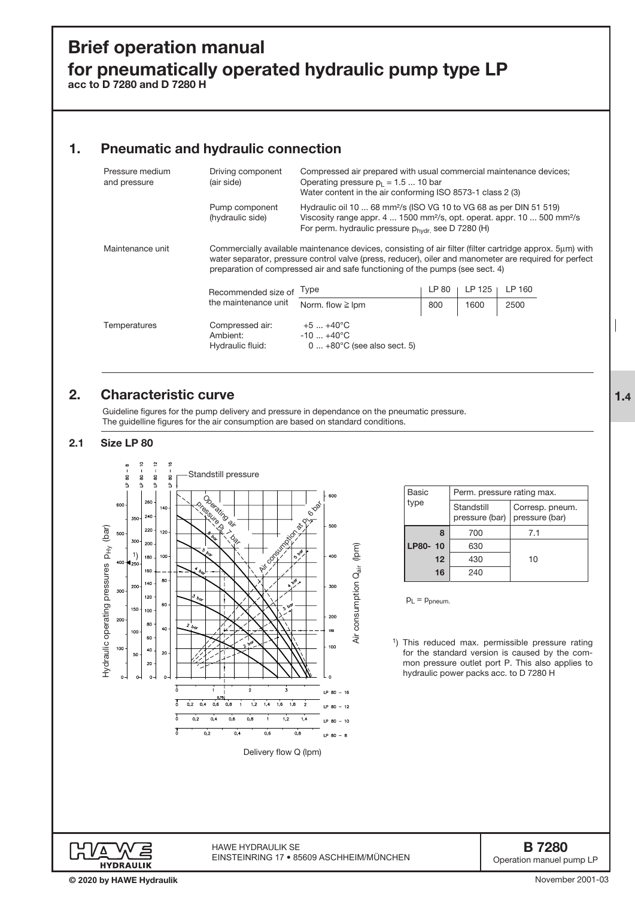# Brief operation manual
# for pneumatically operated hydraulic pump type LP

**acc to D 7280 and D 7280 H**

## 1. Pneumatic and hydraulic connection

| | | |
|---|---|---|
| Pressure medium and pressure | Driving component (air side) | Compressed air prepared with usual commercial maintenance devices; Operating pressure $p_L$ = 1.5 ... 10 bar<br>Water content in the air conforming ISO 8573-1 class 2 (3) |
| | Pump component (hydraulic side) | Hydraulic oil 10 ... 68 mm²/s (ISO VG 10 to VG 68 as per DIN 51 519)<br>Viscosity range appr. 4 ... 1500 mm²/s, opt. operat. appr. 10 ... 500 mm²/s<br>For perm. hydraulic pressure $p_{hydr.}$ see D 7280 (H) |

Maintenance unit

Commercially available maintenance devices, consisting of air filter (filter cartridge approx. 5µm) with water separator, pressure control valve (press, reducer), oiler and manometer are required for perfect preparation of compressed air and safe functioning of the pumps (see sect. 4)

Recommended size of the maintenance unit

| Type | LP 80 | LP 125 | LP 160 |
|---|---|---|---|
| Norm. flow ≧ lpm | 800 | 1600 | 2500 |

Temperatures

| | |
|---|---|
| Compressed air: | +5 ... +40°C |
| Ambient: | -10 ... +40°C |
| Hydraulic fluid: | 0 ... +80°C (see also sect. 5) |

## 2. Characteristic curve

Guideline figures for the pump delivery and pressure in dependance on the pneumatic pressure.
The guidelline figures for the air consumption are based on standard conditions.

### 2.1 Size LP 80

| Basic type | Perm. pressure rating max. | |
|---|---|---|
| | Standstill pressure (bar) | Corresp. pneum. pressure (bar) |
| 8 | 700 | 7.1 |
| LP80- 10 | 630 | 10 |
| 12 | 430 | |
| 16 | 240 | |

$p_L = p_{pneum.}$

[1]) This reduced max. permissible pressure rating for the standard version is caused by the common pressure outlet port P. This also applies to hydraulic power packs acc. to D 7280 H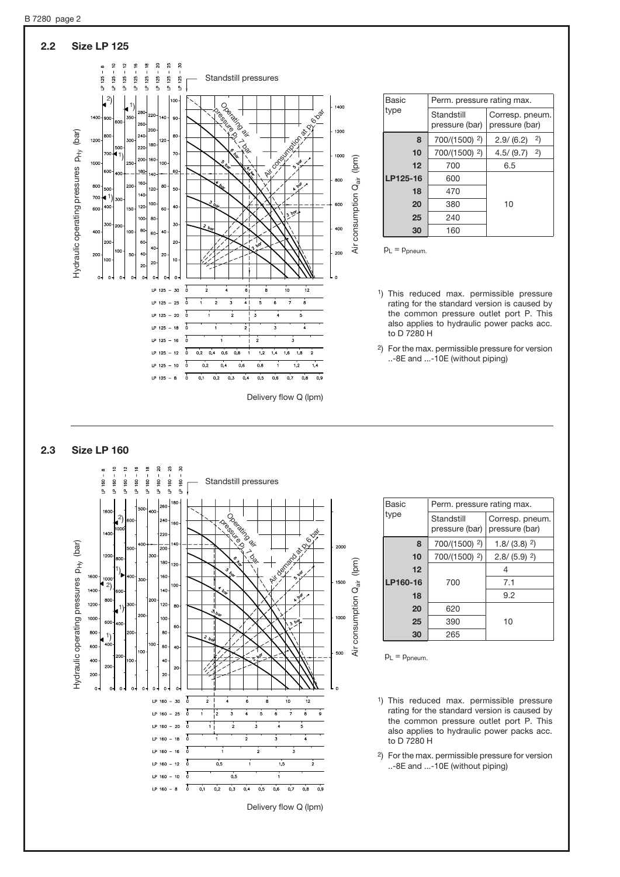## 2.2 Size LP 125

| Basic type | Perm. pressure rating max. | |
|---|---|---|
| | Standstill pressure (bar) | Corresp. pneum. pressure (bar) |
| 8 | 700/(1500) [2] | 2.9/ (6.2) [2] |
| 10 | 700/(1500) [2] | 4.5/ (9.7) [2] |
| 12 | 700 | 6.5 |
| LP125-16 | 600 | 10 |
| 18 | 470 | |
| 20 | 380 | |
| 25 | 240 | |
| 30 | 160 | |

$p_L = p_{pneum.}$

[1]) This reduced max. permissible pressure rating for the standard version is caused by the common pressure outlet port P. This also applies to hydraulic power packs acc. to D 7280 H

[2]) For the max. permissible pressure for version ..-8E and ...-10E (without piping)

## 2.3 Size LP 160

| Basic type | Perm. pressure rating max. | |
|---|---|---|
| | Standstill pressure (bar) | Corresp. pneum. pressure (bar) |
| 8 | 700/(1500) [2] | 1.8/ (3.8) [2] |
| 10 | 700/(1500) [2] | 2.8/ (5.9) [2] |
| 12 | 700 | 4 |
| LP160-16 | | 7.1 |
| 18 | | 9.2 |
| 20 | 620 | 10 |
| 25 | 390 | |
| 30 | 265 | |

$p_L = p_{pneum.}$

[1]) This reduced max. permissible pressure rating for the standard version is caused by the common pressure outlet port P. This also applies to hydraulic power packs acc. to D 7280 H

[2]) For the max. permissible pressure for version ..-8E and ...-10E (without piping)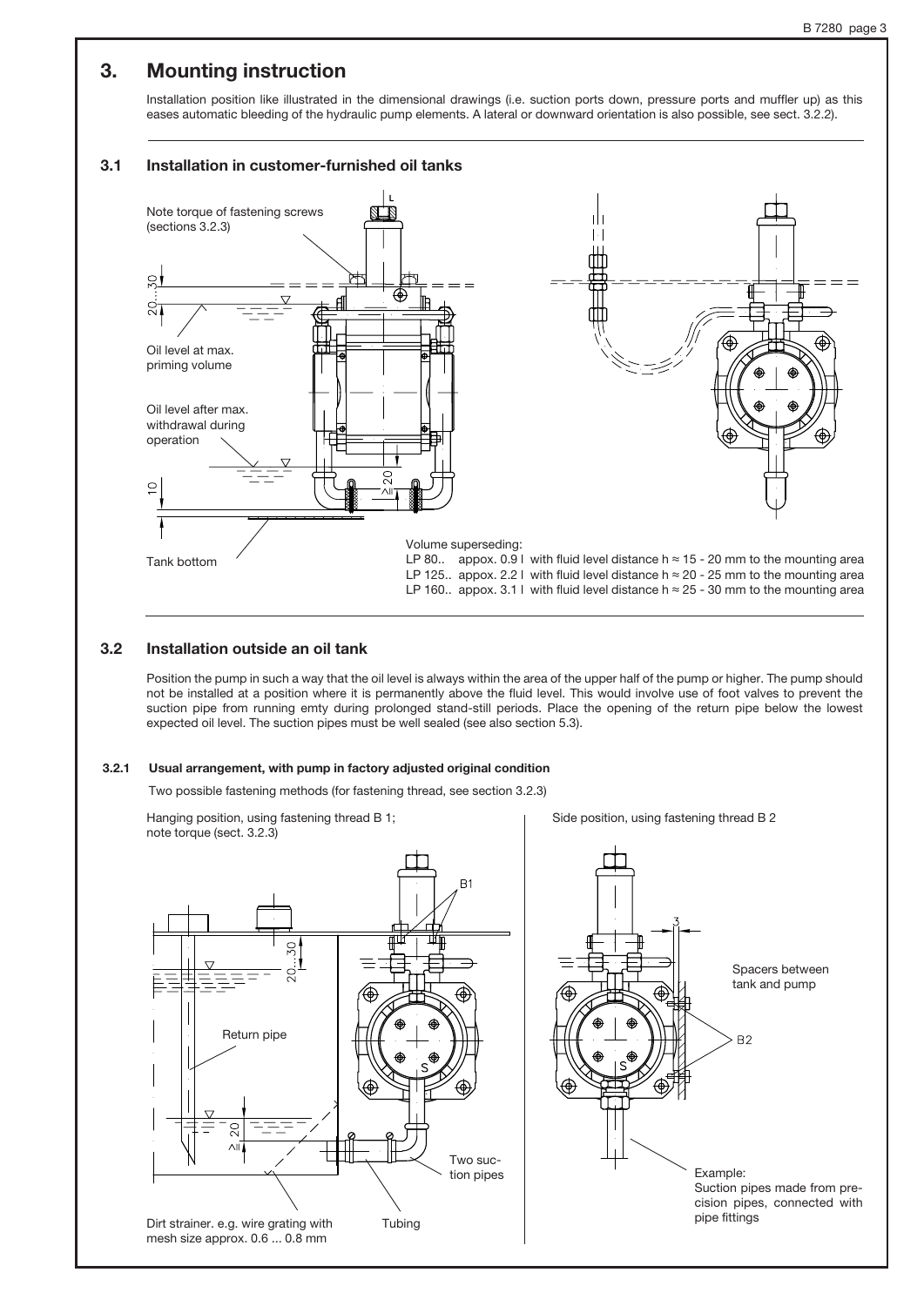# 3. Mounting instruction

Installation position like illustrated in the dimensional drawings (i.e. suction ports down, pressure ports and muffler up) as this eases automatic bleeding of the hydraulic pump elements. A lateral or downward orientation is also possible, see sect. 3.2.2).

## 3.1 Installation in customer-furnished oil tanks

Note torque of fastening screws (sections 3.2.3)

20...30

Oil level at max. priming volume

Oil level after max. withdrawal during operation

≥ 20

10

Tank bottom

Volume superseding:
LP 80.. appox. 0.9 l with fluid level distance h ≈ 15 - 20 mm to the mounting area
LP 125.. appox. 2.2 l with fluid level distance h ≈ 20 - 25 mm to the mounting area
LP 160.. appox. 3.1 l with fluid level distance h ≈ 25 - 30 mm to the mounting area

## 3.2 Installation outside an oil tank

Position the pump in such a way that the oil level is always within the area of the upper half of the pump or higher. The pump should not be installed at a position where it is permanently above the fluid level. This would involve use of foot valves to prevent the suction pipe from running emty during prolonged stand-still periods. Place the opening of the return pipe below the lowest expected oil level. The suction pipes must be well sealed (see also section 5.3).

### 3.2.1 Usual arrangement, with pump in factory adjusted original condition

Two possible fastening methods (for fastening thread, see section 3.2.3)

Hanging position, using fastening thread B 1; note torque (sect. 3.2.3)

B1

20...30

Return pipe

S

≥ 20

Two suction pipes

Dirt strainer. e.g. wire grating with mesh size approx. 0.6 ... 0.8 mm

Tubing

Side position, using fastening thread B 2

3

Spacers between tank and pump

B2

S

Example:
Suction pipes made from precision pipes, connected with pipe fittings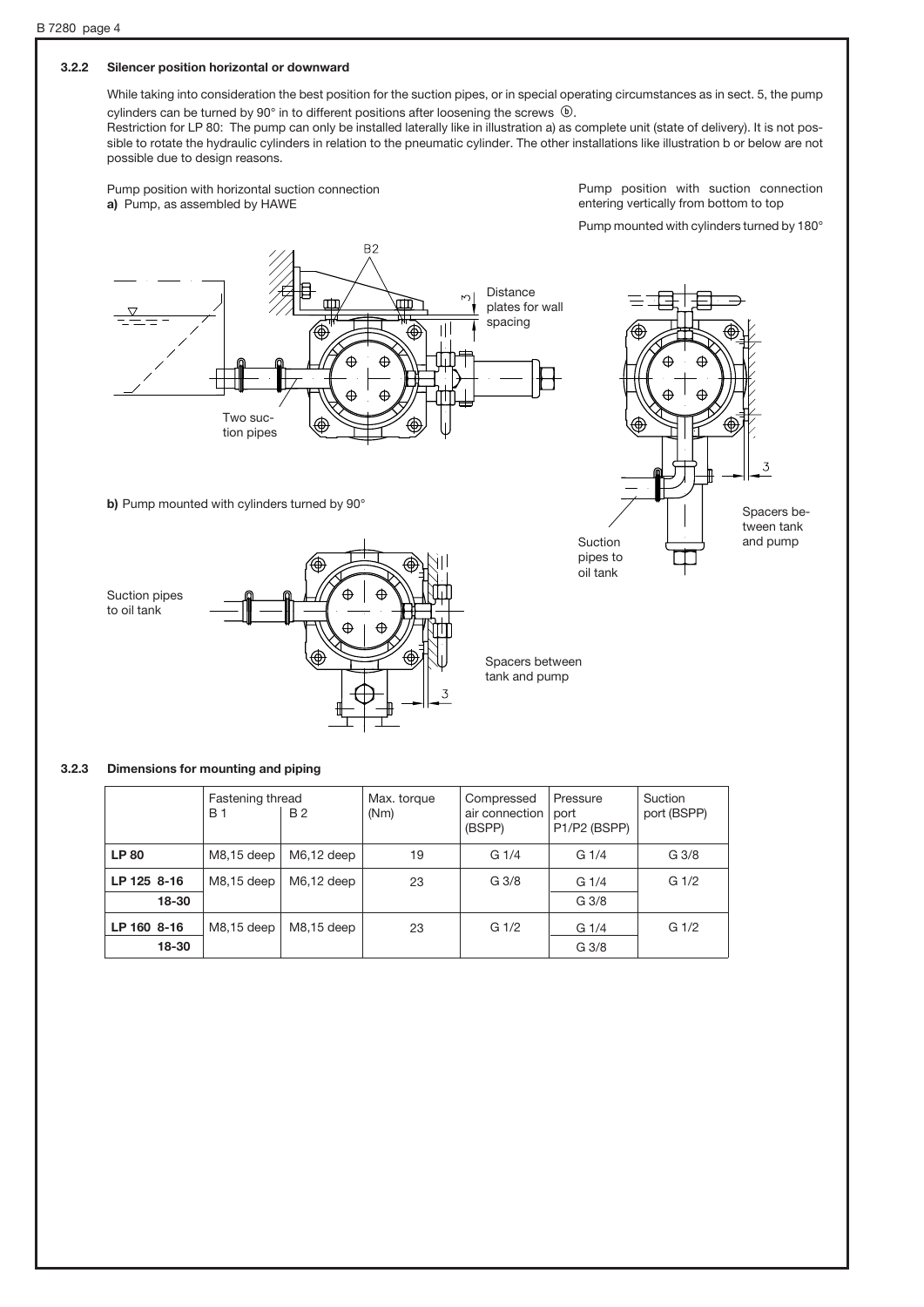### 3.2.2 Silencer position horizontal or downward

While taking into consideration the best position for the suction pipes, or in special operating circumstances as in sect. 5, the pump cylinders can be turned by 90° in to different positions after loosening the screws ⓑ.
Restriction for LP 80: The pump can only be installed laterally like in illustration a) as complete unit (state of delivery). It is not possible to rotate the hydraulic cylinders in relation to the pneumatic cylinder. The other installations like illustration b or below are not possible due to design reasons.

Pump position with horizontal suction connection
**a)** Pump, as assembled by HAWE

B2

Distance plates for wall spacing

Two suction pipes

Pump position with suction connection entering vertically from bottom to top

Pump mounted with cylinders turned by 180°

Suction pipes to oil tank

Spacers between tank and pump

**b)** Pump mounted with cylinders turned by 90°

Suction pipes to oil tank

Spacers between tank and pump

### 3.2.3 Dimensions for mounting and piping

| | Fastening thread B 1 | B 2 | Max. torque (Nm) | Compressed air connection (BSPP) | Pressure port P1/P2 (BSPP) | Suction port (BSPP) |
|---|---|---|---|---|---|---|
| **LP 80** | M8,15 deep | M6,12 deep | 19 | G 1/4 | G 1/4 | G 3/8 |
| **LP 125 8-16** | M8,15 deep | M6,12 deep | 23 | G 3/8 | G 1/4 | G 1/2 |
| **18-30** | | | | | G 3/8 | |
| **LP 160 8-16** | M8,15 deep | M8,15 deep | 23 | G 1/2 | G 1/4 | G 1/2 |
| **18-30** | | | | | G 3/8 | |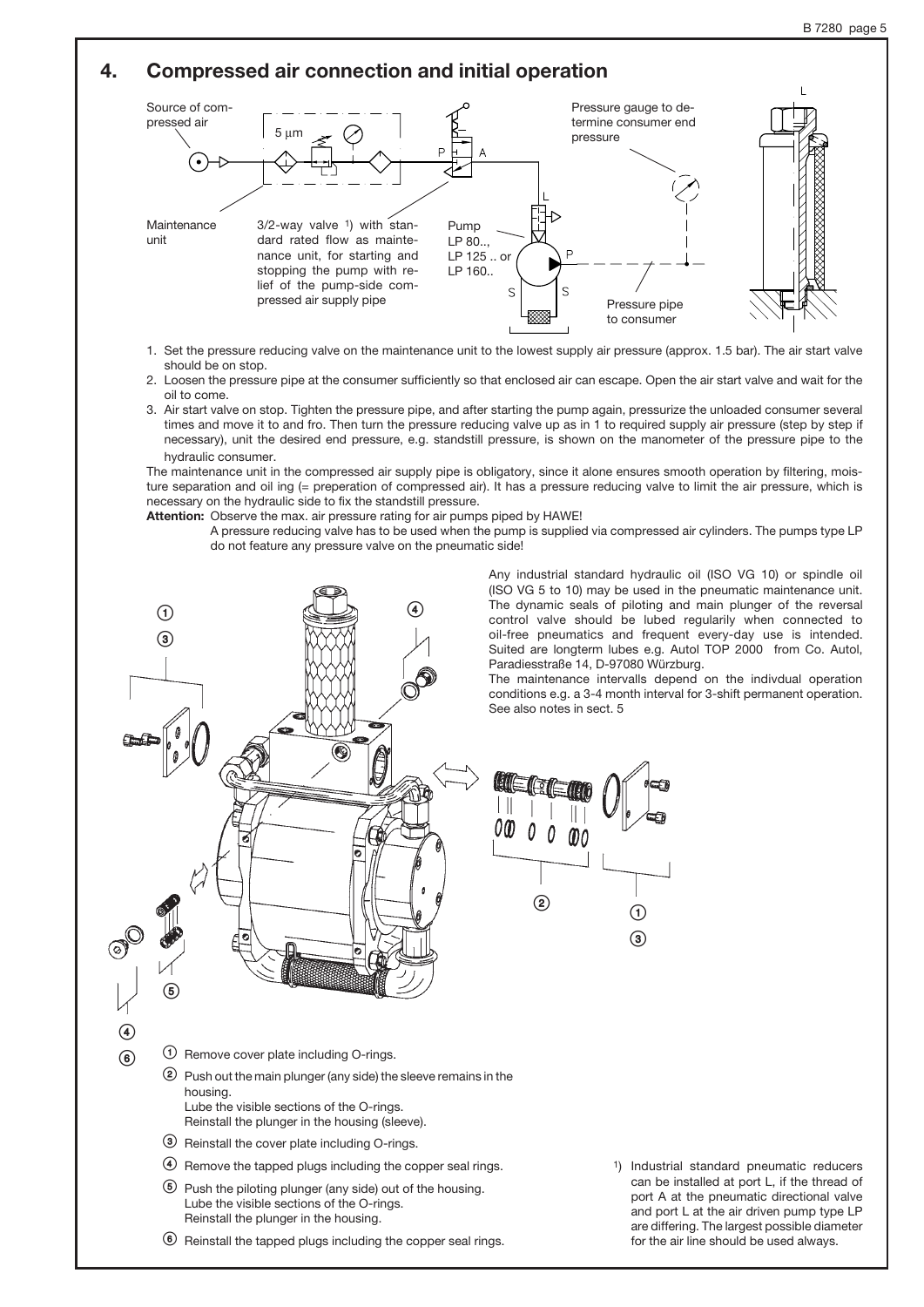## 4. Compressed air connection and initial operation

Source of compressed air

Maintenance unit

5 µm

3/2-way valve [1]) with standard rated flow as maintenance unit, for starting and stopping the pump with relief of the pump-side compressed air supply pipe

Pump LP 80.., LP 125 .. or LP 160..

Pressure gauge to determine consumer end pressure

Pressure pipe to consumer

1. Set the pressure reducing valve on the maintenance unit to the lowest supply air pressure (approx. 1.5 bar). The air start valve should be on stop.
2. Loosen the pressure pipe at the consumer sufficiently so that enclosed air can escape. Open the air start valve and wait for the oil to come.
3. Air start valve on stop. Tighten the pressure pipe, and after starting the pump again, pressurize the unloaded consumer several times and move it to and fro. Then turn the pressure reducing valve up as in 1 to required supply air pressure (step by step if necessary), unit the desired end pressure, e.g. standstill pressure, is shown on the manometer of the pressure pipe to the hydraulic consumer.

The maintenance unit in the compressed air supply pipe is obligatory, since it alone ensures smooth operation by filtering, moisture separation and oil ing (= preperation of compressed air). It has a pressure reducing valve to limit the air pressure, which is necessary on the hydraulic side to fix the standstill pressure.

**Attention:** Observe the max. air pressure rating for air pumps piped by HAWE!
A pressure reducing valve has to be used when the pump is supplied via compressed air cylinders. The pumps type LP do not feature any pressure valve on the pneumatic side!

Any industrial standard hydraulic oil (ISO VG 10) or spindle oil (ISO VG 5 to 10) may be used in the pneumatic maintenance unit. The dynamic seals of piloting and main plunger of the reversal control valve should be lubed regularily when connected to oil-free pneumatics and frequent every-day use is intended. Suited are longterm lubes e.g. Autol TOP 2000 from Co. Autol, Paradiesstraße 14, D-97080 Würzburg.
The maintenance intervalls depend on the indivdual operation conditions e.g. a 3-4 month interval for 3-shift permanent operation. See also notes in sect. 5

① Remove cover plate including O-rings.

② Push out the main plunger (any side) the sleeve remains in the housing.
Lube the visible sections of the O-rings.
Reinstall the plunger in the housing (sleeve).

③ Reinstall the cover plate including O-rings.

④ Remove the tapped plugs including the copper seal rings.

⑤ Push the piloting plunger (any side) out of the housing.
Lube the visible sections of the O-rings.
Reinstall the plunger in the housing.

⑥ Reinstall the tapped plugs including the copper seal rings.

[1]) Industrial standard pneumatic reducers can be installed at port L, if the thread of port A at the pneumatic directional valve and port L at the air driven pump type LP are differing. The largest possible diameter for the air line should be used always.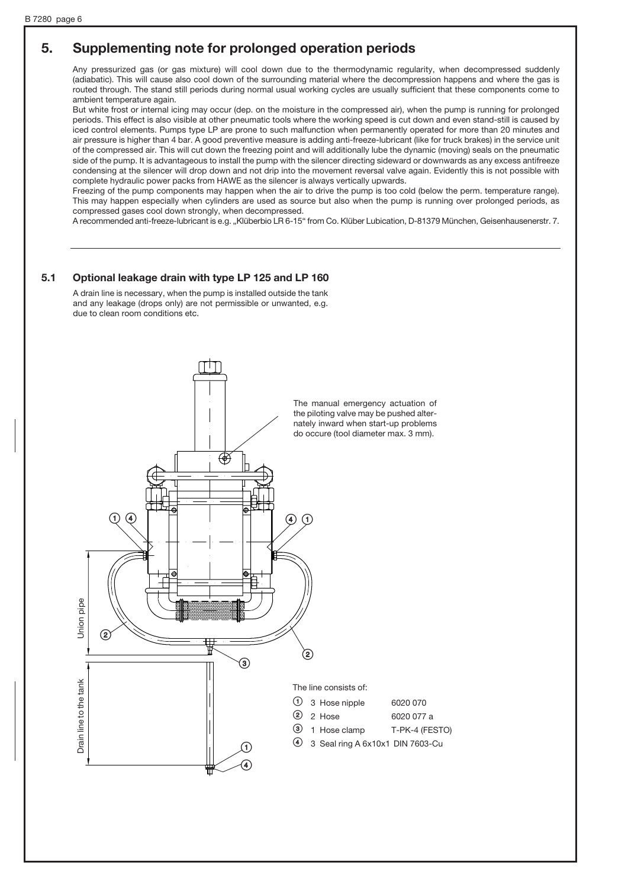## 5. Supplementing note for prolonged operation periods

Any pressurized gas (or gas mixture) will cool down due to the thermodynamic regularity, when decompressed suddenly (adiabatic). This will cause also cool down of the surrounding material where the decompression happens and where the gas is routed through. The stand still periods during normal usual working cycles are usually sufficient that these components come to ambient temperature again.

But white frost or internal icing may occur (dep. on the moisture in the compressed air), when the pump is running for prolonged periods. This effect is also visible at other pneumatic tools where the working speed is cut down and even stand-still is caused by iced control elements. Pumps type LP are prone to such malfunction when permanently operated for more than 20 minutes and air pressure is higher than 4 bar. A good preventive measure is adding anti-freeze-lubricant (like for truck brakes) in the service unit of the compressed air. This will cut down the freezing point and will additionally lube the dynamic (moving) seals on the pneumatic side of the pump. It is advantageous to install the pump with the silencer directing sideward or downwards as any excess antifreeze condensing at the silencer will drop down and not drip into the movement reversal valve again. Evidently this is not possible with complete hydraulic power packs from HAWE as the silencer is always vertically upwards.

Freezing of the pump components may happen when the air to drive the pump is too cold (below the perm. temperature range). This may happen especially when cylinders are used as source but also when the pump is running over prolonged periods, as compressed gases cool down strongly, when decompressed.

A recommended anti-freeze-lubricant is e.g. „Klüberbio LR 6-15" from Co. Klüber Lubication, D-81379 München, Geisenhausenerstr. 7.

### 5.1 Optional leakage drain with type LP 125 and LP 160

A drain line is necessary, when the pump is installed outside the tank and any leakage (drops only) are not permissible or unwanted, e.g. due to clean room conditions etc.

The manual emergency actuation of the piloting valve may be pushed alternately inward when start-up problems do occure (tool diameter max. 3 mm).

Union pipe

Drain line to the tank

The line consists of:

| | | |
|---|---|---|
| ① | 3 Hose nipple | 6020 070 |
| ② | 2 Hose | 6020 077 a |
| ③ | 1 Hose clamp | T-PK-4 (FESTO) |
| ④ | 3 Seal ring A 6x10x1 DIN 7603-Cu | |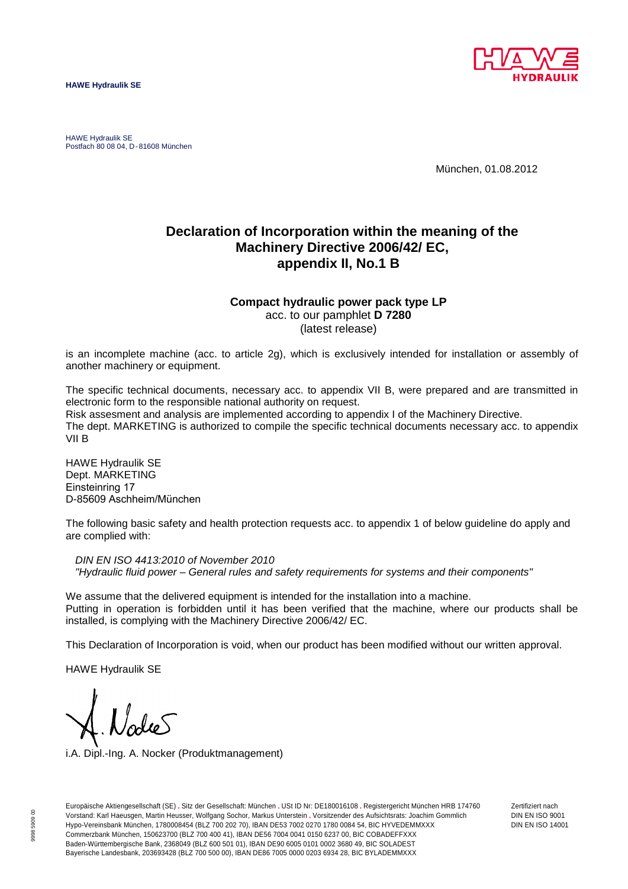**HAWE Hydraulik SE**

HAWE Hydraulik SE
Postfach 80 08 04, D-81608 München

München, 01.08.2012

## Declaration of Incorporation within the meaning of the Machinery Directive 2006/42/ EC, appendix II, No.1 B

**Compact hydraulic power pack type LP**
acc. to our pamphlet **D 7280**
(latest release)

is an incomplete machine (acc. to article 2g), which is exclusively intended for installation or assembly of another machinery or equipment.

The specific technical documents, necessary acc. to appendix VII B, were prepared and are transmitted in electronic form to the responsible national authority on request.
Risk assesment and analysis are implemented according to appendix I of the Machinery Directive.
The dept. MARKETING is authorized to compile the specific technical documents necessary acc. to appendix VII B

HAWE Hydraulik SE
Dept. MARKETING
Einsteinring 17
D-85609 Aschheim/München

The following basic safety and health protection requests acc. to appendix 1 of below guideline do apply and are complied with:

*DIN EN ISO 4413:2010 of November 2010*
*"Hydraulic fluid power – General rules and safety requirements for systems and their components"*

We assume that the delivered equipment is intended for the installation into a machine.
Putting in operation is forbidden until it has been verified that the machine, where our products shall be installed, is complying with the Machinery Directive 2006/42/ EC.

This Declaration of Incorporation is void, when our product has been modified without our written approval.

HAWE Hydraulik SE

i.A. Dipl.-Ing. A. Nocker (Produktmanagement)

Europäische Aktiengesellschaft (SE) . Sitz der Gesellschaft: München . USt ID Nr: DE180016108 . Registergericht München HRB 174760
Vorstand: Karl Haeusgen, Martin Heusser, Wolfgang Sochor, Markus Unterstein . Vorsitzender des Aufsichtsrats: Joachim Gommlich
Hypo-Vereinsbank München, 1780008454 (BLZ 700 202 70), IBAN DE53 7002 0270 1780 0084 54, BIC HYVEDEMMXXX
Commerzbank München, 150623700 (BLZ 700 400 41), IBAN DE56 7004 0041 0150 6237 00, BIC COBADEFFXXX
Baden-Württembergische Bank, 2368049 (BLZ 600 501 01), IBAN DE90 6005 0101 0002 3680 49, BIC SOLADEST
Bayerische Landesbank, 203693428 (BLZ 700 500 00), IBAN DE86 7005 0000 0203 6934 28, BIC BYLADEMMXXX

Zertifiziert nach
DIN EN ISO 9001
DIN EN ISO 14001

9998 5909 00